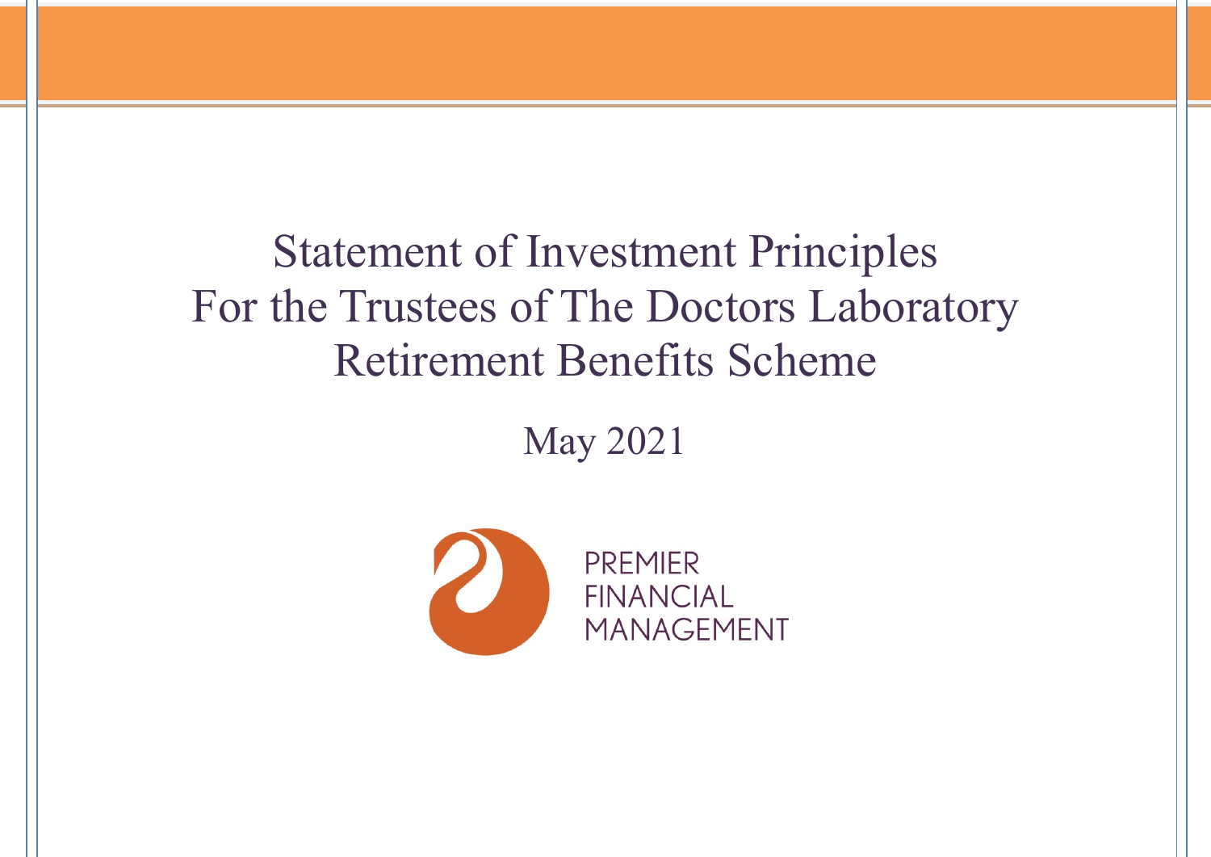# Statement of Investment Principles
# For the Trustees of The Doctors Laboratory Retirement Benefits Scheme

May 2021

PREMIER
FINANCIAL
MANAGEMENT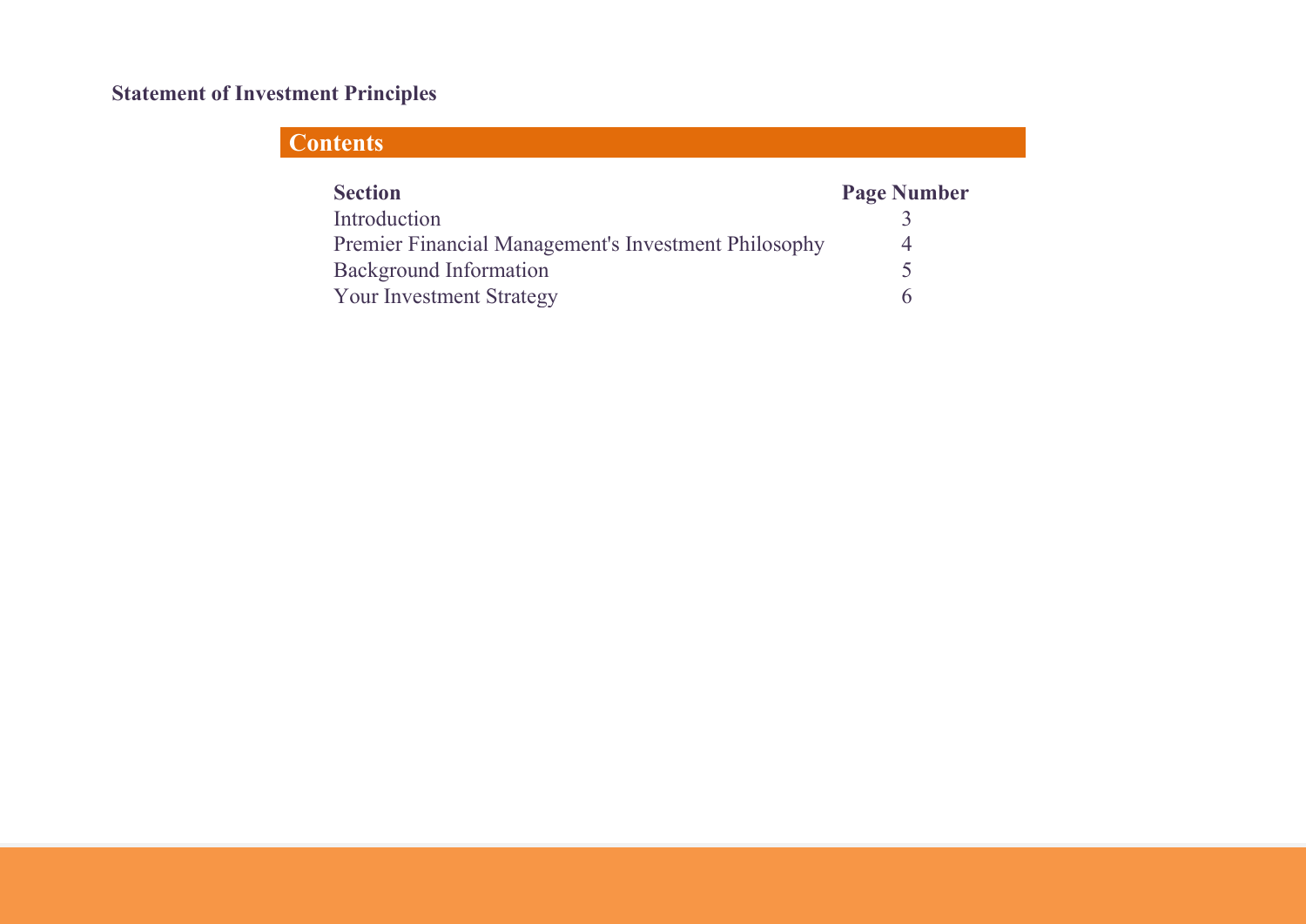## Contents

| Section | Page Number |
| --- | --- |
| Introduction | 3 |
| Premier Financial Management's Investment Philosophy | 4 |
| Background Information | 5 |
| Your Investment Strategy | 6 |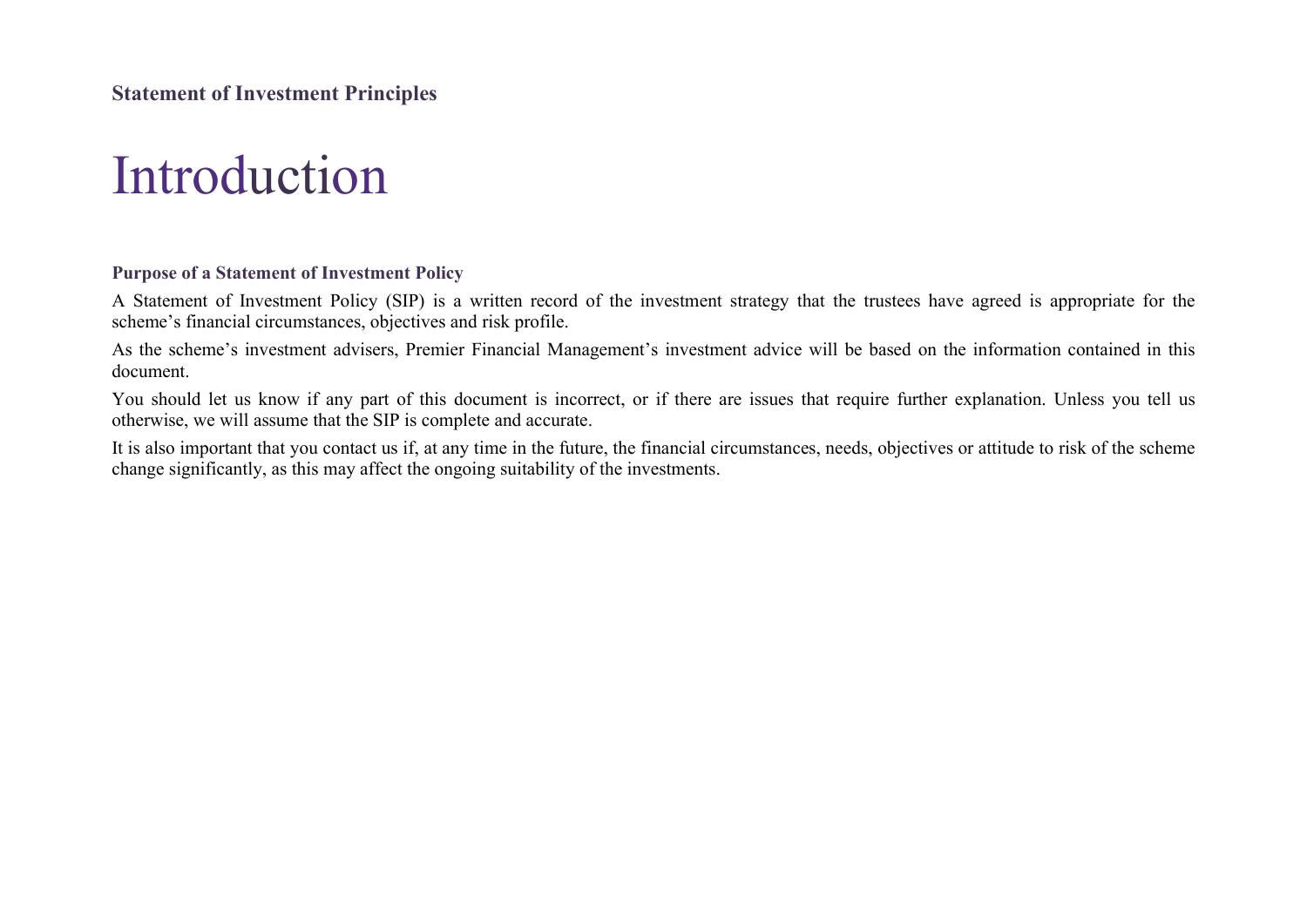# Introduction

### Purpose of a Statement of Investment Policy

A Statement of Investment Policy (SIP) is a written record of the investment strategy that the trustees have agreed is appropriate for the scheme's financial circumstances, objectives and risk profile.

As the scheme's investment advisers, Premier Financial Management's investment advice will be based on the information contained in this document.

You should let us know if any part of this document is incorrect, or if there are issues that require further explanation. Unless you tell us otherwise, we will assume that the SIP is complete and accurate.

It is also important that you contact us if, at any time in the future, the financial circumstances, needs, objectives or attitude to risk of the scheme change significantly, as this may affect the ongoing suitability of the investments.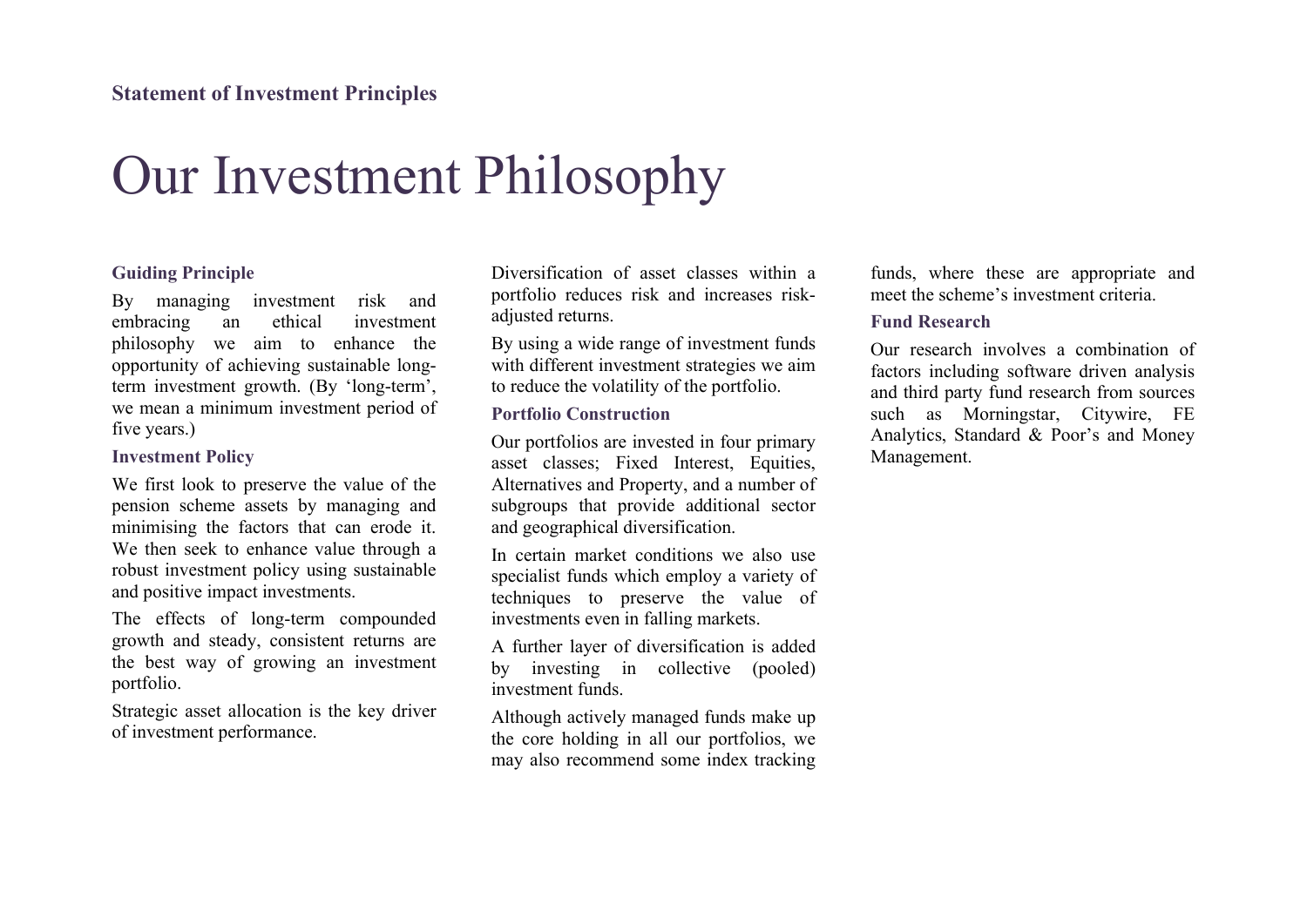Statement of Investment Principles

# Our Investment Philosophy

### Guiding Principle

By managing investment risk and embracing an ethical investment philosophy we aim to enhance the opportunity of achieving sustainable long-term investment growth. (By 'long-term', we mean a minimum investment period of five years.)

### Investment Policy

We first look to preserve the value of the pension scheme assets by managing and minimising the factors that can erode it. We then seek to enhance value through a robust investment policy using sustainable and positive impact investments.

The effects of long-term compounded growth and steady, consistent returns are the best way of growing an investment portfolio.

Strategic asset allocation is the key driver of investment performance.

Diversification of asset classes within a portfolio reduces risk and increases risk-adjusted returns.

By using a wide range of investment funds with different investment strategies we aim to reduce the volatility of the portfolio.

### Portfolio Construction

Our portfolios are invested in four primary asset classes; Fixed Interest, Equities, Alternatives and Property, and a number of subgroups that provide additional sector and geographical diversification.

In certain market conditions we also use specialist funds which employ a variety of techniques to preserve the value of investments even in falling markets.

A further layer of diversification is added by investing in collective (pooled) investment funds.

Although actively managed funds make up the core holding in all our portfolios, we may also recommend some index tracking funds, where these are appropriate and meet the scheme's investment criteria.

### Fund Research

Our research involves a combination of factors including software driven analysis and third party fund research from sources such as Morningstar, Citywire, FE Analytics, Standard & Poor's and Money Management.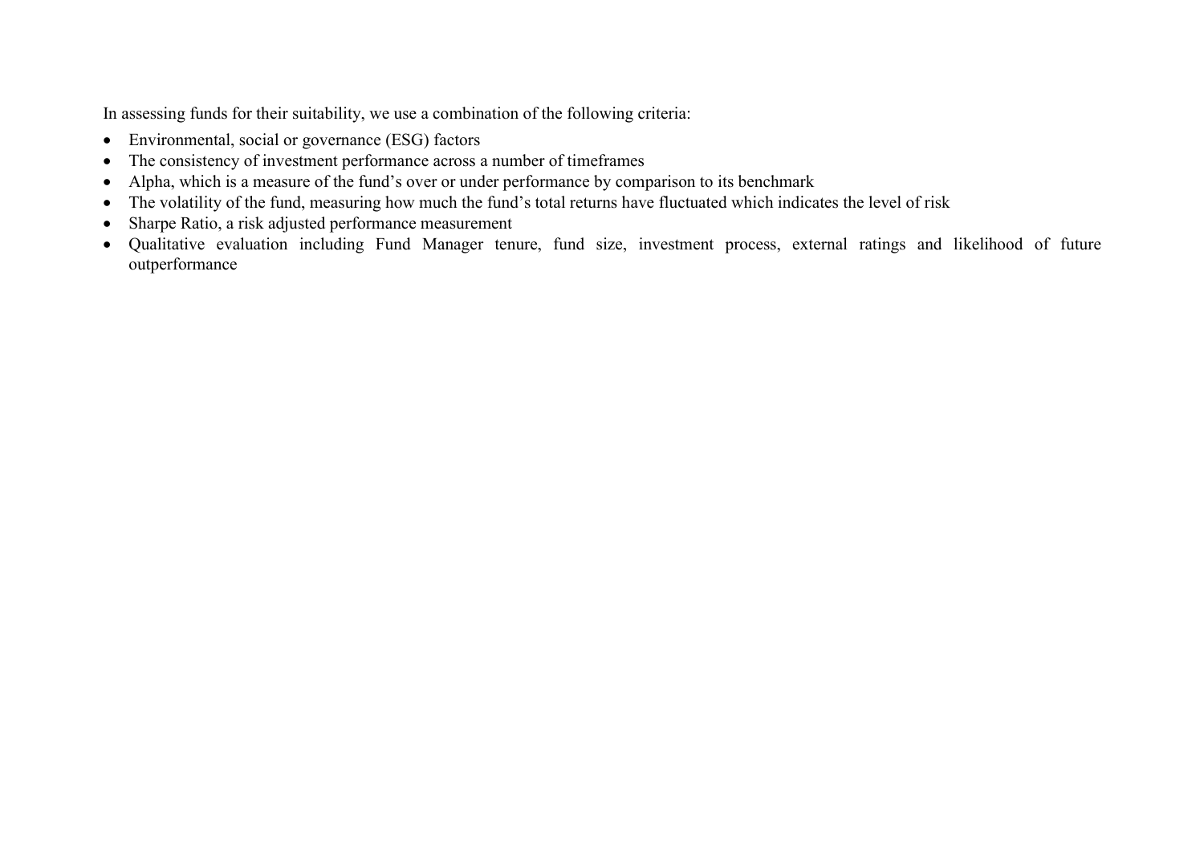In assessing funds for their suitability, we use a combination of the following criteria:

- Environmental, social or governance (ESG) factors
- The consistency of investment performance across a number of timeframes
- Alpha, which is a measure of the fund's over or under performance by comparison to its benchmark
- The volatility of the fund, measuring how much the fund's total returns have fluctuated which indicates the level of risk
- Sharpe Ratio, a risk adjusted performance measurement
- Qualitative evaluation including Fund Manager tenure, fund size, investment process, external ratings and likelihood of future outperformance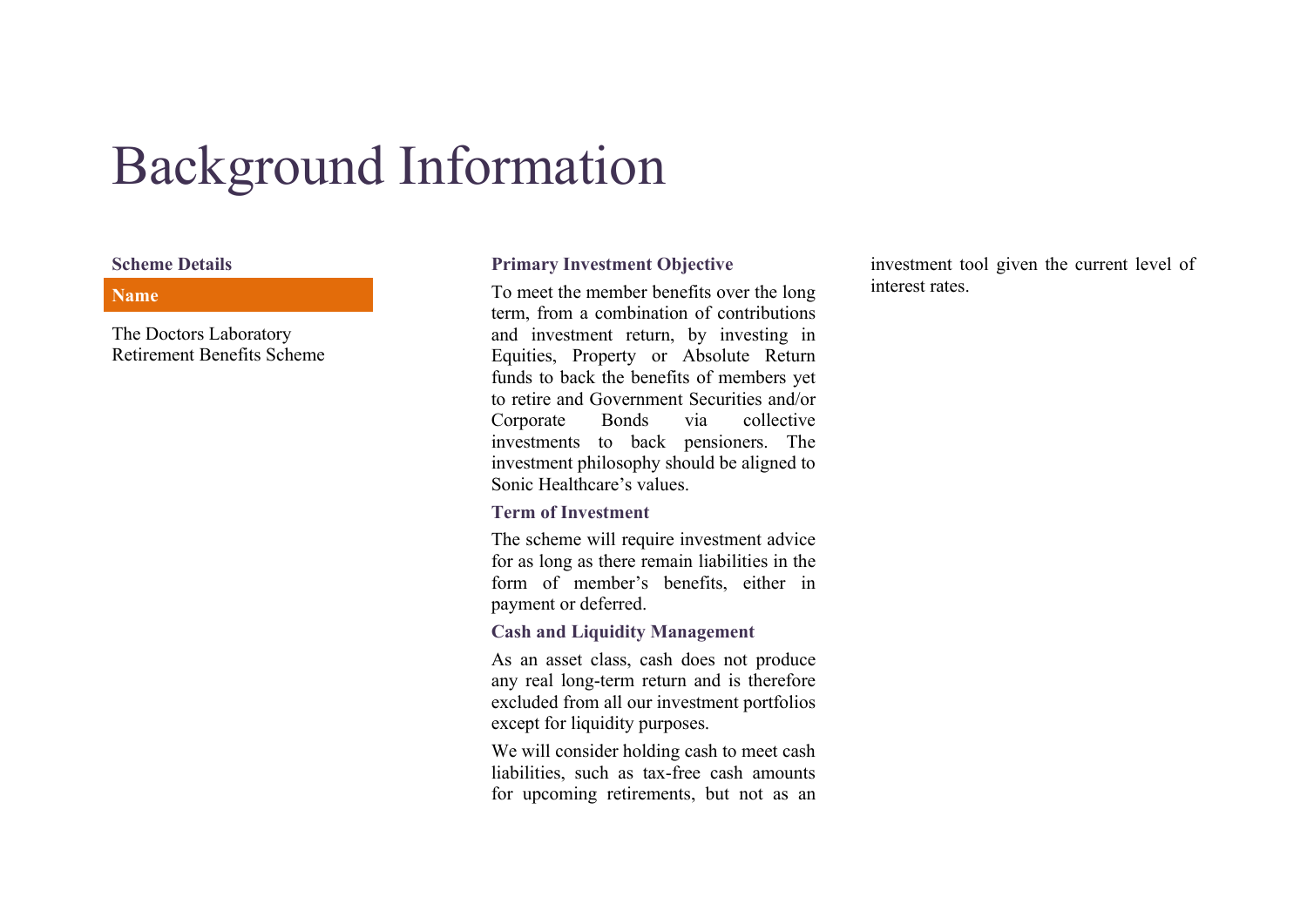# Background Information

### Scheme Details

| Name |
| --- |
| The Doctors Laboratory Retirement Benefits Scheme |

### Primary Investment Objective

To meet the member benefits over the long term, from a combination of contributions and investment return, by investing in Equities, Property or Absolute Return funds to back the benefits of members yet to retire and Government Securities and/or Corporate Bonds via collective investments to back pensioners. The investment philosophy should be aligned to Sonic Healthcare's values.

### Term of Investment

The scheme will require investment advice for as long as there remain liabilities in the form of member's benefits, either in payment or deferred.

### Cash and Liquidity Management

As an asset class, cash does not produce any real long-term return and is therefore excluded from all our investment portfolios except for liquidity purposes.

We will consider holding cash to meet cash liabilities, such as tax-free cash amounts for upcoming retirements, but not as an investment tool given the current level of interest rates.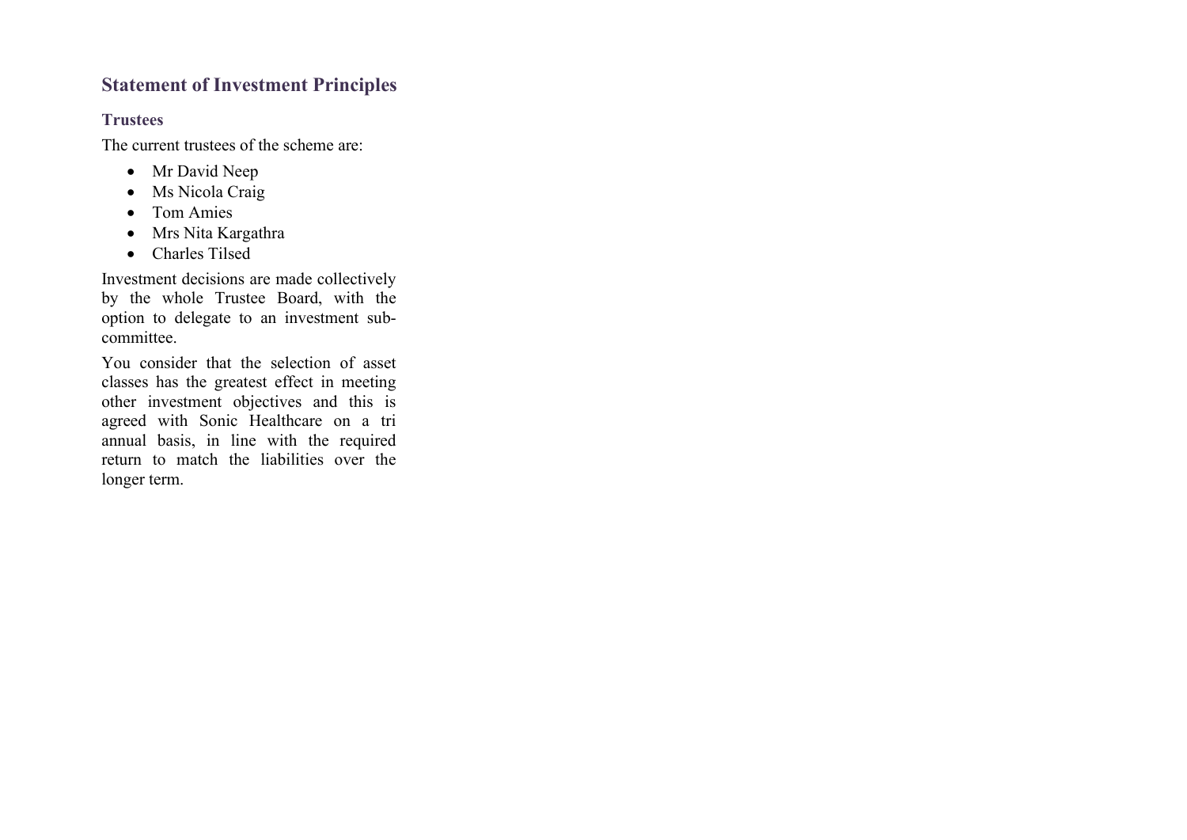## Statement of Investment Principles

### Trustees

The current trustees of the scheme are:

- Mr David Neep
- Ms Nicola Craig
- Tom Amies
- Mrs Nita Kargathra
- Charles Tilsed

Investment decisions are made collectively by the whole Trustee Board, with the option to delegate to an investment sub-committee.

You consider that the selection of asset classes has the greatest effect in meeting other investment objectives and this is agreed with Sonic Healthcare on a tri annual basis, in line with the required return to match the liabilities over the longer term.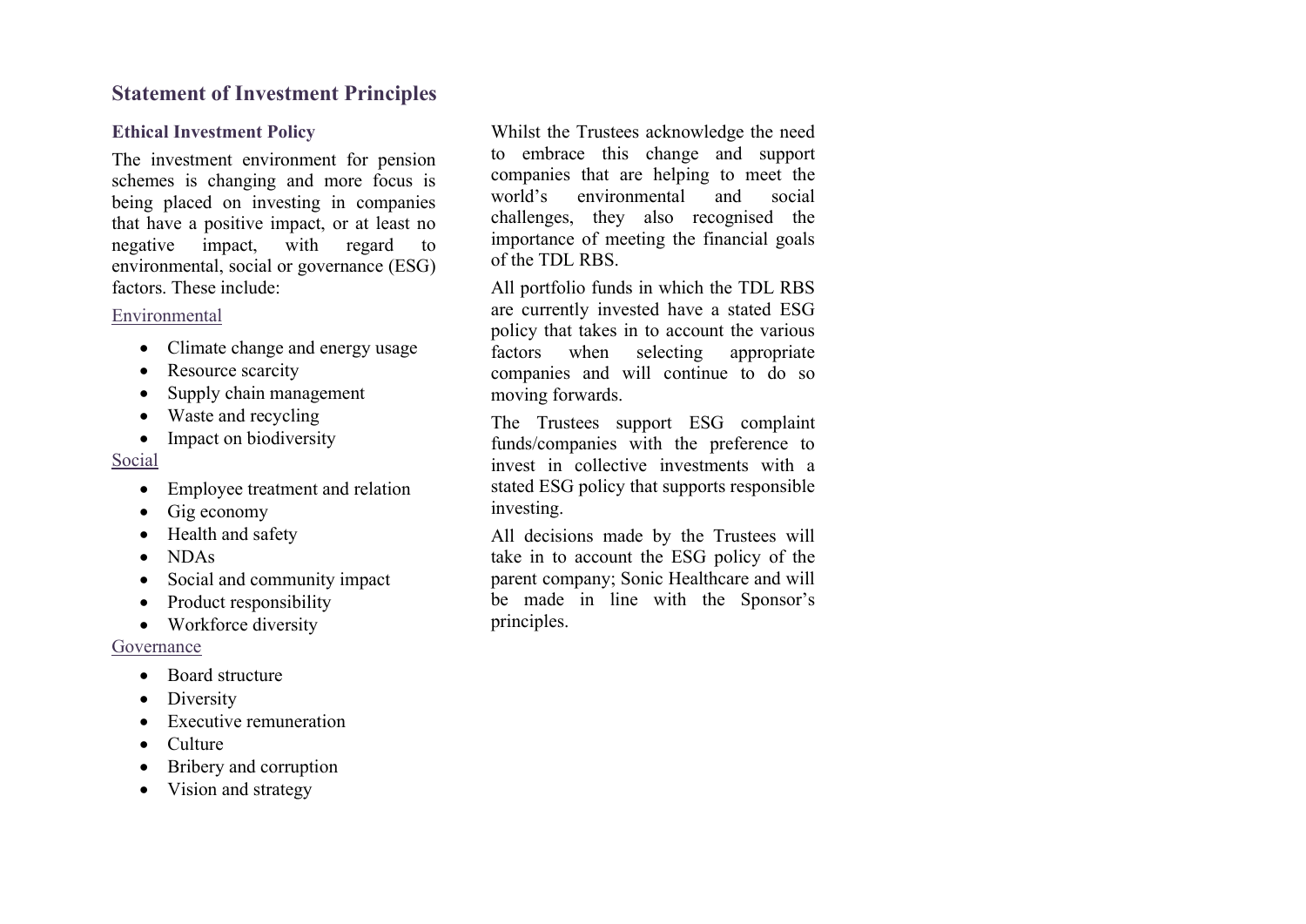## Statement of Investment Principles

### Ethical Investment Policy

The investment environment for pension schemes is changing and more focus is being placed on investing in companies that have a positive impact, or at least no negative impact, with regard to environmental, social or governance (ESG) factors. These include:

Environmental

- Climate change and energy usage
- Resource scarcity
- Supply chain management
- Waste and recycling
- Impact on biodiversity

Social

- Employee treatment and relation
- Gig economy
- Health and safety
- NDAs
- Social and community impact
- Product responsibility
- Workforce diversity

Governance

- Board structure
- Diversity
- Executive remuneration
- Culture
- Bribery and corruption
- Vision and strategy

Whilst the Trustees acknowledge the need to embrace this change and support companies that are helping to meet the world's environmental and social challenges, they also recognised the importance of meeting the financial goals of the TDL RBS.

All portfolio funds in which the TDL RBS are currently invested have a stated ESG policy that takes in to account the various factors when selecting appropriate companies and will continue to do so moving forwards.

The Trustees support ESG complaint funds/companies with the preference to invest in collective investments with a stated ESG policy that supports responsible investing.

All decisions made by the Trustees will take in to account the ESG policy of the parent company; Sonic Healthcare and will be made in line with the Sponsor's principles.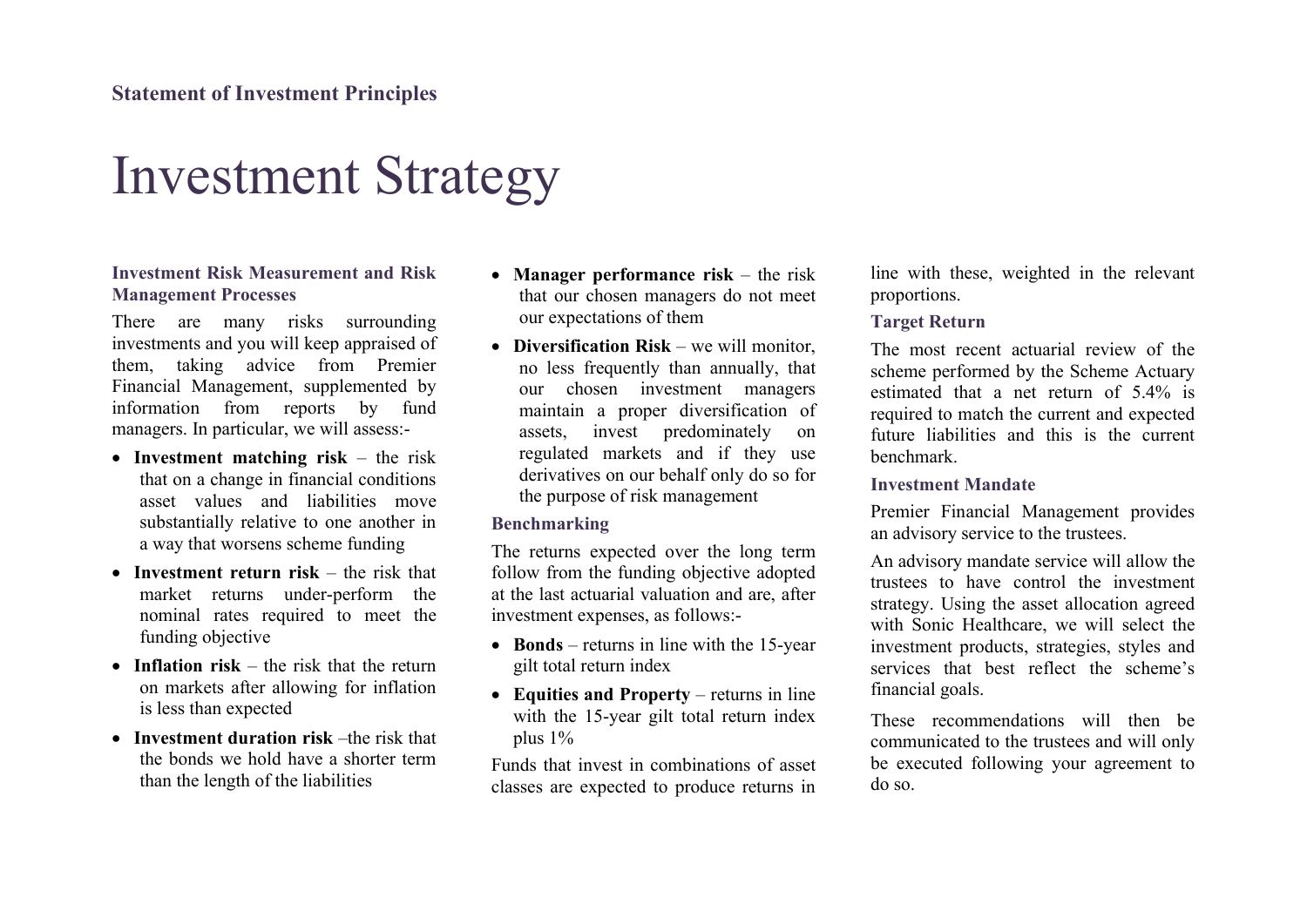# Investment Strategy

### Investment Risk Measurement and Risk Management Processes

There are many risks surrounding investments and you will keep appraised of them, taking advice from Premier Financial Management, supplemented by information from reports by fund managers. In particular, we will assess:-

- **Investment matching risk** – the risk that on a change in financial conditions asset values and liabilities move substantially relative to one another in a way that worsens scheme funding
- **Investment return risk** – the risk that market returns under-perform the nominal rates required to meet the funding objective
- **Inflation risk** – the risk that the return on markets after allowing for inflation is less than expected
- **Investment duration risk** –the risk that the bonds we hold have a shorter term than the length of the liabilities
- **Manager performance risk** – the risk that our chosen managers do not meet our expectations of them
- **Diversification Risk** – we will monitor, no less frequently than annually, that our chosen investment managers maintain a proper diversification of assets, invest predominately on regulated markets and if they use derivatives on our behalf only do so for the purpose of risk management

### Benchmarking

The returns expected over the long term follow from the funding objective adopted at the last actuarial valuation and are, after investment expenses, as follows:-

- **Bonds** – returns in line with the 15-year gilt total return index
- **Equities and Property** – returns in line with the 15-year gilt total return index plus 1%

Funds that invest in combinations of asset classes are expected to produce returns in line with these, weighted in the relevant proportions.

### Target Return

The most recent actuarial review of the scheme performed by the Scheme Actuary estimated that a net return of 5.4% is required to match the current and expected future liabilities and this is the current benchmark.

### Investment Mandate

Premier Financial Management provides an advisory service to the trustees.

An advisory mandate service will allow the trustees to have control the investment strategy. Using the asset allocation agreed with Sonic Healthcare, we will select the investment products, strategies, styles and services that best reflect the scheme's financial goals.

These recommendations will then be communicated to the trustees and will only be executed following your agreement to do so.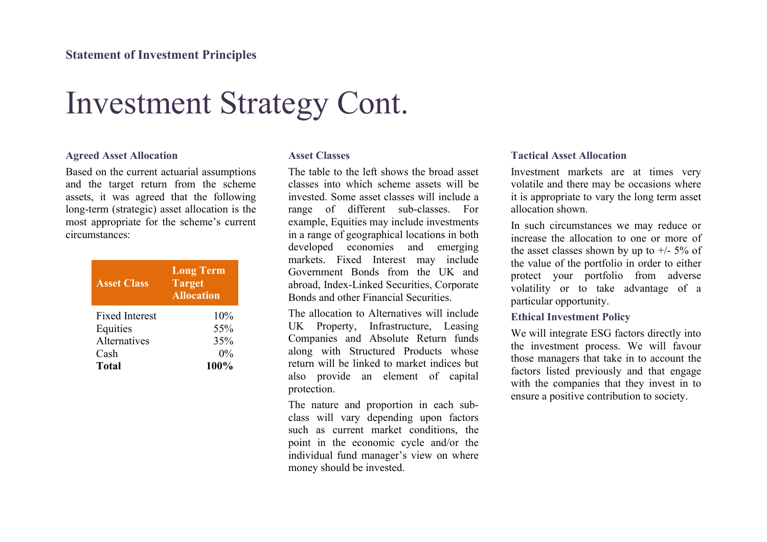# Investment Strategy Cont.

### Agreed Asset Allocation

Based on the current actuarial assumptions and the target return from the scheme assets, it was agreed that the following long-term (strategic) asset allocation is the most appropriate for the scheme's current circumstances:

| Asset Class | Long Term Target Allocation |
|---|---|
| Fixed Interest | 10% |
| Equities | 55% |
| Alternatives | 35% |
| Cash | 0% |
| **Total** | **100%** |

### Asset Classes

The table to the left shows the broad asset classes into which scheme assets will be invested. Some asset classes will include a range of different sub-classes. For example, Equities may include investments in a range of geographical locations in both developed economies and emerging markets. Fixed Interest may include Government Bonds from the UK and abroad, Index-Linked Securities, Corporate Bonds and other Financial Securities.

The allocation to Alternatives will include UK Property, Infrastructure, Leasing Companies and Absolute Return funds along with Structured Products whose return will be linked to market indices but also provide an element of capital protection.

The nature and proportion in each sub-class will vary depending upon factors such as current market conditions, the point in the economic cycle and/or the individual fund manager's view on where money should be invested.

### Tactical Asset Allocation

Investment markets are at times very volatile and there may be occasions where it is appropriate to vary the long term asset allocation shown.

In such circumstances we may reduce or increase the allocation to one or more of the asset classes shown by up to +/- 5% of the value of the portfolio in order to either protect your portfolio from adverse volatility or to take advantage of a particular opportunity.

### Ethical Investment Policy

We will integrate ESG factors directly into the investment process. We will favour those managers that take in to account the factors listed previously and that engage with the companies that they invest in to ensure a positive contribution to society.